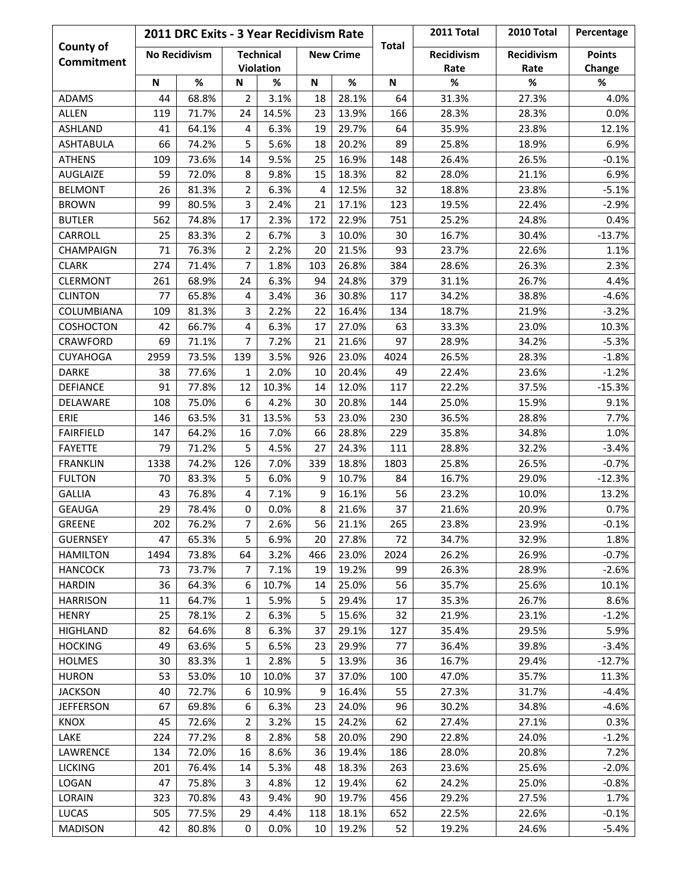| County of Commitment | 2011 DRC Exits - 3 Year Recidivism Rate | | | | | | Total | 2011 Total | 2010 Total | Percentage |
|---|---|---|---|---|---|---|---|---|---|---|
| | No Recidivism | | Technical Violation | | New Crime | | | Recidivism Rate | Recidivism Rate | Points Change |
| | N | % | N | % | N | % | N | % | % | % |
| ADAMS | 44 | 68.8% | 2 | 3.1% | 18 | 28.1% | 64 | 31.3% | 27.3% | 4.0% |
| ALLEN | 119 | 71.7% | 24 | 14.5% | 23 | 13.9% | 166 | 28.3% | 28.3% | 0.0% |
| ASHLAND | 41 | 64.1% | 4 | 6.3% | 19 | 29.7% | 64 | 35.9% | 23.8% | 12.1% |
| ASHTABULA | 66 | 74.2% | 5 | 5.6% | 18 | 20.2% | 89 | 25.8% | 18.9% | 6.9% |
| ATHENS | 109 | 73.6% | 14 | 9.5% | 25 | 16.9% | 148 | 26.4% | 26.5% | -0.1% |
| AUGLAIZE | 59 | 72.0% | 8 | 9.8% | 15 | 18.3% | 82 | 28.0% | 21.1% | 6.9% |
| BELMONT | 26 | 81.3% | 2 | 6.3% | 4 | 12.5% | 32 | 18.8% | 23.8% | -5.1% |
| BROWN | 99 | 80.5% | 3 | 2.4% | 21 | 17.1% | 123 | 19.5% | 22.4% | -2.9% |
| BUTLER | 562 | 74.8% | 17 | 2.3% | 172 | 22.9% | 751 | 25.2% | 24.8% | 0.4% |
| CARROLL | 25 | 83.3% | 2 | 6.7% | 3 | 10.0% | 30 | 16.7% | 30.4% | -13.7% |
| CHAMPAIGN | 71 | 76.3% | 2 | 2.2% | 20 | 21.5% | 93 | 23.7% | 22.6% | 1.1% |
| CLARK | 274 | 71.4% | 7 | 1.8% | 103 | 26.8% | 384 | 28.6% | 26.3% | 2.3% |
| CLERMONT | 261 | 68.9% | 24 | 6.3% | 94 | 24.8% | 379 | 31.1% | 26.7% | 4.4% |
| CLINTON | 77 | 65.8% | 4 | 3.4% | 36 | 30.8% | 117 | 34.2% | 38.8% | -4.6% |
| COLUMBIANA | 109 | 81.3% | 3 | 2.2% | 22 | 16.4% | 134 | 18.7% | 21.9% | -3.2% |
| COSHOCTON | 42 | 66.7% | 4 | 6.3% | 17 | 27.0% | 63 | 33.3% | 23.0% | 10.3% |
| CRAWFORD | 69 | 71.1% | 7 | 7.2% | 21 | 21.6% | 97 | 28.9% | 34.2% | -5.3% |
| CUYAHOGA | 2959 | 73.5% | 139 | 3.5% | 926 | 23.0% | 4024 | 26.5% | 28.3% | -1.8% |
| DARKE | 38 | 77.6% | 1 | 2.0% | 10 | 20.4% | 49 | 22.4% | 23.6% | -1.2% |
| DEFIANCE | 91 | 77.8% | 12 | 10.3% | 14 | 12.0% | 117 | 22.2% | 37.5% | -15.3% |
| DELAWARE | 108 | 75.0% | 6 | 4.2% | 30 | 20.8% | 144 | 25.0% | 15.9% | 9.1% |
| ERIE | 146 | 63.5% | 31 | 13.5% | 53 | 23.0% | 230 | 36.5% | 28.8% | 7.7% |
| FAIRFIELD | 147 | 64.2% | 16 | 7.0% | 66 | 28.8% | 229 | 35.8% | 34.8% | 1.0% |
| FAYETTE | 79 | 71.2% | 5 | 4.5% | 27 | 24.3% | 111 | 28.8% | 32.2% | -3.4% |
| FRANKLIN | 1338 | 74.2% | 126 | 7.0% | 339 | 18.8% | 1803 | 25.8% | 26.5% | -0.7% |
| FULTON | 70 | 83.3% | 5 | 6.0% | 9 | 10.7% | 84 | 16.7% | 29.0% | -12.3% |
| GALLIA | 43 | 76.8% | 4 | 7.1% | 9 | 16.1% | 56 | 23.2% | 10.0% | 13.2% |
| GEAUGA | 29 | 78.4% | 0 | 0.0% | 8 | 21.6% | 37 | 21.6% | 20.9% | 0.7% |
| GREENE | 202 | 76.2% | 7 | 2.6% | 56 | 21.1% | 265 | 23.8% | 23.9% | -0.1% |
| GUERNSEY | 47 | 65.3% | 5 | 6.9% | 20 | 27.8% | 72 | 34.7% | 32.9% | 1.8% |
| HAMILTON | 1494 | 73.8% | 64 | 3.2% | 466 | 23.0% | 2024 | 26.2% | 26.9% | -0.7% |
| HANCOCK | 73 | 73.7% | 7 | 7.1% | 19 | 19.2% | 99 | 26.3% | 28.9% | -2.6% |
| HARDIN | 36 | 64.3% | 6 | 10.7% | 14 | 25.0% | 56 | 35.7% | 25.6% | 10.1% |
| HARRISON | 11 | 64.7% | 1 | 5.9% | 5 | 29.4% | 17 | 35.3% | 26.7% | 8.6% |
| HENRY | 25 | 78.1% | 2 | 6.3% | 5 | 15.6% | 32 | 21.9% | 23.1% | -1.2% |
| HIGHLAND | 82 | 64.6% | 8 | 6.3% | 37 | 29.1% | 127 | 35.4% | 29.5% | 5.9% |
| HOCKING | 49 | 63.6% | 5 | 6.5% | 23 | 29.9% | 77 | 36.4% | 39.8% | -3.4% |
| HOLMES | 30 | 83.3% | 1 | 2.8% | 5 | 13.9% | 36 | 16.7% | 29.4% | -12.7% |
| HURON | 53 | 53.0% | 10 | 10.0% | 37 | 37.0% | 100 | 47.0% | 35.7% | 11.3% |
| JACKSON | 40 | 72.7% | 6 | 10.9% | 9 | 16.4% | 55 | 27.3% | 31.7% | -4.4% |
| JEFFERSON | 67 | 69.8% | 6 | 6.3% | 23 | 24.0% | 96 | 30.2% | 34.8% | -4.6% |
| KNOX | 45 | 72.6% | 2 | 3.2% | 15 | 24.2% | 62 | 27.4% | 27.1% | 0.3% |
| LAKE | 224 | 77.2% | 8 | 2.8% | 58 | 20.0% | 290 | 22.8% | 24.0% | -1.2% |
| LAWRENCE | 134 | 72.0% | 16 | 8.6% | 36 | 19.4% | 186 | 28.0% | 20.8% | 7.2% |
| LICKING | 201 | 76.4% | 14 | 5.3% | 48 | 18.3% | 263 | 23.6% | 25.6% | -2.0% |
| LOGAN | 47 | 75.8% | 3 | 4.8% | 12 | 19.4% | 62 | 24.2% | 25.0% | -0.8% |
| LORAIN | 323 | 70.8% | 43 | 9.4% | 90 | 19.7% | 456 | 29.2% | 27.5% | 1.7% |
| LUCAS | 505 | 77.5% | 29 | 4.4% | 118 | 18.1% | 652 | 22.5% | 22.6% | -0.1% |
| MADISON | 42 | 80.8% | 0 | 0.0% | 10 | 19.2% | 52 | 19.2% | 24.6% | -5.4% |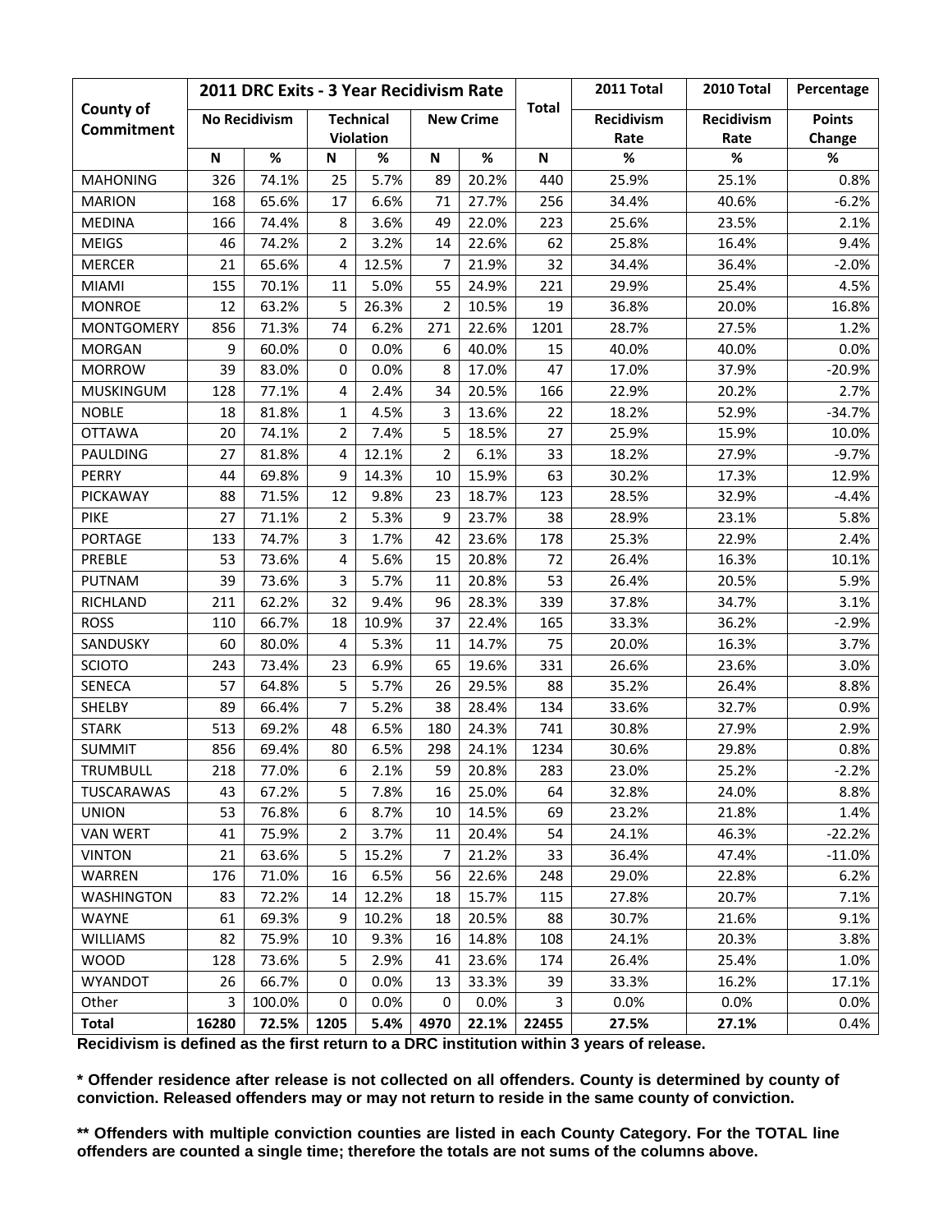| County of Commitment | 2011 DRC Exits - 3 Year Recidivism Rate | | | | | | Total | 2011 Total Recidivism Rate | 2010 Total Recidivism Rate | Percentage Points Change |
|---|---|---|---|---|---|---|---|---|---|---|
| | No Recidivism | | Technical Violation | | New Crime | | | | | |
| | N | % | N | % | N | % | N | % | % | % |
| MAHONING | 326 | 74.1% | 25 | 5.7% | 89 | 20.2% | 440 | 25.9% | 25.1% | 0.8% |
| MARION | 168 | 65.6% | 17 | 6.6% | 71 | 27.7% | 256 | 34.4% | 40.6% | -6.2% |
| MEDINA | 166 | 74.4% | 8 | 3.6% | 49 | 22.0% | 223 | 25.6% | 23.5% | 2.1% |
| MEIGS | 46 | 74.2% | 2 | 3.2% | 14 | 22.6% | 62 | 25.8% | 16.4% | 9.4% |
| MERCER | 21 | 65.6% | 4 | 12.5% | 7 | 21.9% | 32 | 34.4% | 36.4% | -2.0% |
| MIAMI | 155 | 70.1% | 11 | 5.0% | 55 | 24.9% | 221 | 29.9% | 25.4% | 4.5% |
| MONROE | 12 | 63.2% | 5 | 26.3% | 2 | 10.5% | 19 | 36.8% | 20.0% | 16.8% |
| MONTGOMERY | 856 | 71.3% | 74 | 6.2% | 271 | 22.6% | 1201 | 28.7% | 27.5% | 1.2% |
| MORGAN | 9 | 60.0% | 0 | 0.0% | 6 | 40.0% | 15 | 40.0% | 40.0% | 0.0% |
| MORROW | 39 | 83.0% | 0 | 0.0% | 8 | 17.0% | 47 | 17.0% | 37.9% | -20.9% |
| MUSKINGUM | 128 | 77.1% | 4 | 2.4% | 34 | 20.5% | 166 | 22.9% | 20.2% | 2.7% |
| NOBLE | 18 | 81.8% | 1 | 4.5% | 3 | 13.6% | 22 | 18.2% | 52.9% | -34.7% |
| OTTAWA | 20 | 74.1% | 2 | 7.4% | 5 | 18.5% | 27 | 25.9% | 15.9% | 10.0% |
| PAULDING | 27 | 81.8% | 4 | 12.1% | 2 | 6.1% | 33 | 18.2% | 27.9% | -9.7% |
| PERRY | 44 | 69.8% | 9 | 14.3% | 10 | 15.9% | 63 | 30.2% | 17.3% | 12.9% |
| PICKAWAY | 88 | 71.5% | 12 | 9.8% | 23 | 18.7% | 123 | 28.5% | 32.9% | -4.4% |
| PIKE | 27 | 71.1% | 2 | 5.3% | 9 | 23.7% | 38 | 28.9% | 23.1% | 5.8% |
| PORTAGE | 133 | 74.7% | 3 | 1.7% | 42 | 23.6% | 178 | 25.3% | 22.9% | 2.4% |
| PREBLE | 53 | 73.6% | 4 | 5.6% | 15 | 20.8% | 72 | 26.4% | 16.3% | 10.1% |
| PUTNAM | 39 | 73.6% | 3 | 5.7% | 11 | 20.8% | 53 | 26.4% | 20.5% | 5.9% |
| RICHLAND | 211 | 62.2% | 32 | 9.4% | 96 | 28.3% | 339 | 37.8% | 34.7% | 3.1% |
| ROSS | 110 | 66.7% | 18 | 10.9% | 37 | 22.4% | 165 | 33.3% | 36.2% | -2.9% |
| SANDUSKY | 60 | 80.0% | 4 | 5.3% | 11 | 14.7% | 75 | 20.0% | 16.3% | 3.7% |
| SCIOTO | 243 | 73.4% | 23 | 6.9% | 65 | 19.6% | 331 | 26.6% | 23.6% | 3.0% |
| SENECA | 57 | 64.8% | 5 | 5.7% | 26 | 29.5% | 88 | 35.2% | 26.4% | 8.8% |
| SHELBY | 89 | 66.4% | 7 | 5.2% | 38 | 28.4% | 134 | 33.6% | 32.7% | 0.9% |
| STARK | 513 | 69.2% | 48 | 6.5% | 180 | 24.3% | 741 | 30.8% | 27.9% | 2.9% |
| SUMMIT | 856 | 69.4% | 80 | 6.5% | 298 | 24.1% | 1234 | 30.6% | 29.8% | 0.8% |
| TRUMBULL | 218 | 77.0% | 6 | 2.1% | 59 | 20.8% | 283 | 23.0% | 25.2% | -2.2% |
| TUSCARAWAS | 43 | 67.2% | 5 | 7.8% | 16 | 25.0% | 64 | 32.8% | 24.0% | 8.8% |
| UNION | 53 | 76.8% | 6 | 8.7% | 10 | 14.5% | 69 | 23.2% | 21.8% | 1.4% |
| VAN WERT | 41 | 75.9% | 2 | 3.7% | 11 | 20.4% | 54 | 24.1% | 46.3% | -22.2% |
| VINTON | 21 | 63.6% | 5 | 15.2% | 7 | 21.2% | 33 | 36.4% | 47.4% | -11.0% |
| WARREN | 176 | 71.0% | 16 | 6.5% | 56 | 22.6% | 248 | 29.0% | 22.8% | 6.2% |
| WASHINGTON | 83 | 72.2% | 14 | 12.2% | 18 | 15.7% | 115 | 27.8% | 20.7% | 7.1% |
| WAYNE | 61 | 69.3% | 9 | 10.2% | 18 | 20.5% | 88 | 30.7% | 21.6% | 9.1% |
| WILLIAMS | 82 | 75.9% | 10 | 9.3% | 16 | 14.8% | 108 | 24.1% | 20.3% | 3.8% |
| WOOD | 128 | 73.6% | 5 | 2.9% | 41 | 23.6% | 174 | 26.4% | 25.4% | 1.0% |
| WYANDOT | 26 | 66.7% | 0 | 0.0% | 13 | 33.3% | 39 | 33.3% | 16.2% | 17.1% |
| Other | 3 | 100.0% | 0 | 0.0% | 0 | 0.0% | 3 | 0.0% | 0.0% | 0.0% |
| **Total** | **16280** | **72.5%** | **1205** | **5.4%** | **4970** | **22.1%** | **22455** | **27.5%** | **27.1%** | 0.4% |

**Recidivism is defined as the first return to a DRC institution within 3 years of release.**

**\* Offender residence after release is not collected on all offenders. County is determined by county of conviction. Released offenders may or may not return to reside in the same county of conviction.**

**\*\* Offenders with multiple conviction counties are listed in each County Category. For the TOTAL line offenders are counted a single time; therefore the totals are not sums of the columns above.**